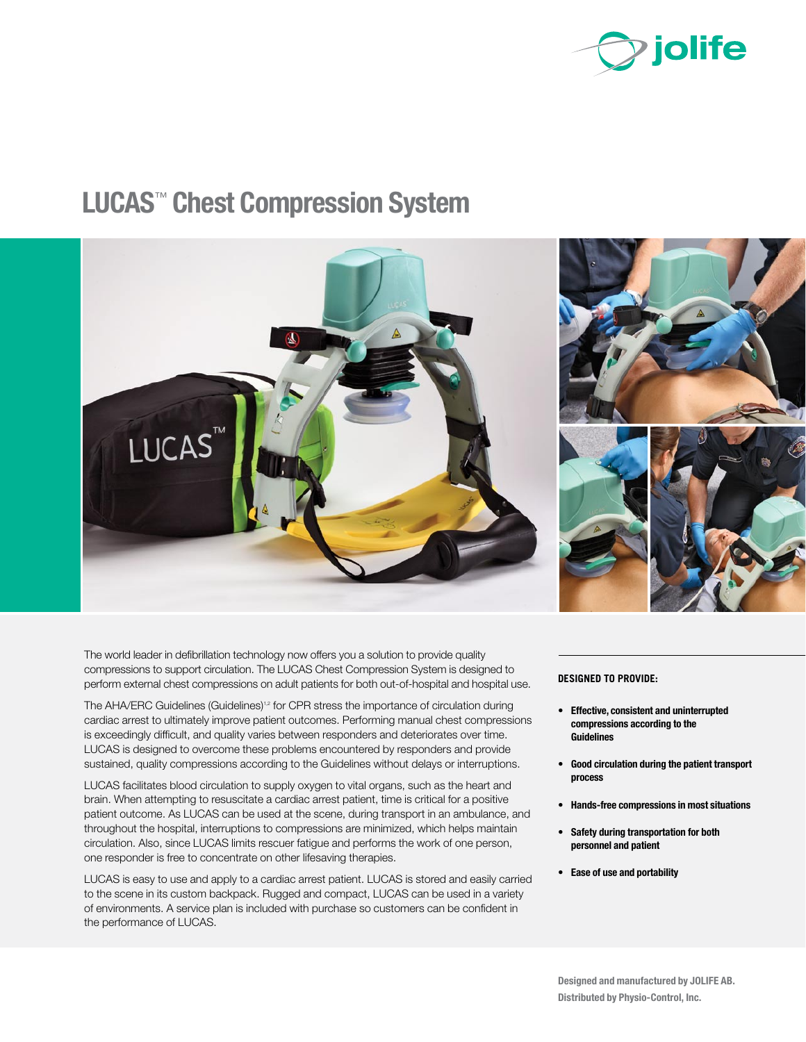jolife

# LUCAS™ Chest Compression System

The world leader in defibrillation technology now offers you a solution to provide quality compressions to support circulation. The LUCAS Chest Compression System is designed to perform external chest compressions on adult patients for both out-of-hospital and hospital use.

The AHA/ERC Guidelines (Guidelines)[1,2] for CPR stress the importance of circulation during cardiac arrest to ultimately improve patient outcomes. Performing manual chest compressions is exceedingly difficult, and quality varies between responders and deteriorates over time. LUCAS is designed to overcome these problems encountered by responders and provide sustained, quality compressions according to the Guidelines without delays or interruptions.

LUCAS facilitates blood circulation to supply oxygen to vital organs, such as the heart and brain. When attempting to resuscitate a cardiac arrest patient, time is critical for a positive patient outcome. As LUCAS can be used at the scene, during transport in an ambulance, and throughout the hospital, interruptions to compressions are minimized, which helps maintain circulation. Also, since LUCAS limits rescuer fatigue and performs the work of one person, one responder is free to concentrate on other lifesaving therapies.

LUCAS is easy to use and apply to a cardiac arrest patient. LUCAS is stored and easily carried to the scene in its custom backpack. Rugged and compact, LUCAS can be used in a variety of environments. A service plan is included with purchase so customers can be confident in the performance of LUCAS.

**DESIGNED TO PROVIDE:**

- **Effective, consistent and uninterrupted compressions according to the Guidelines**
- **Good circulation during the patient transport process**
- **Hands-free compressions in most situations**
- **Safety during transportation for both personnel and patient**
- **Ease of use and portability**

**Designed and manufactured by JOLIFE AB.**
**Distributed by Physio-Control, Inc.**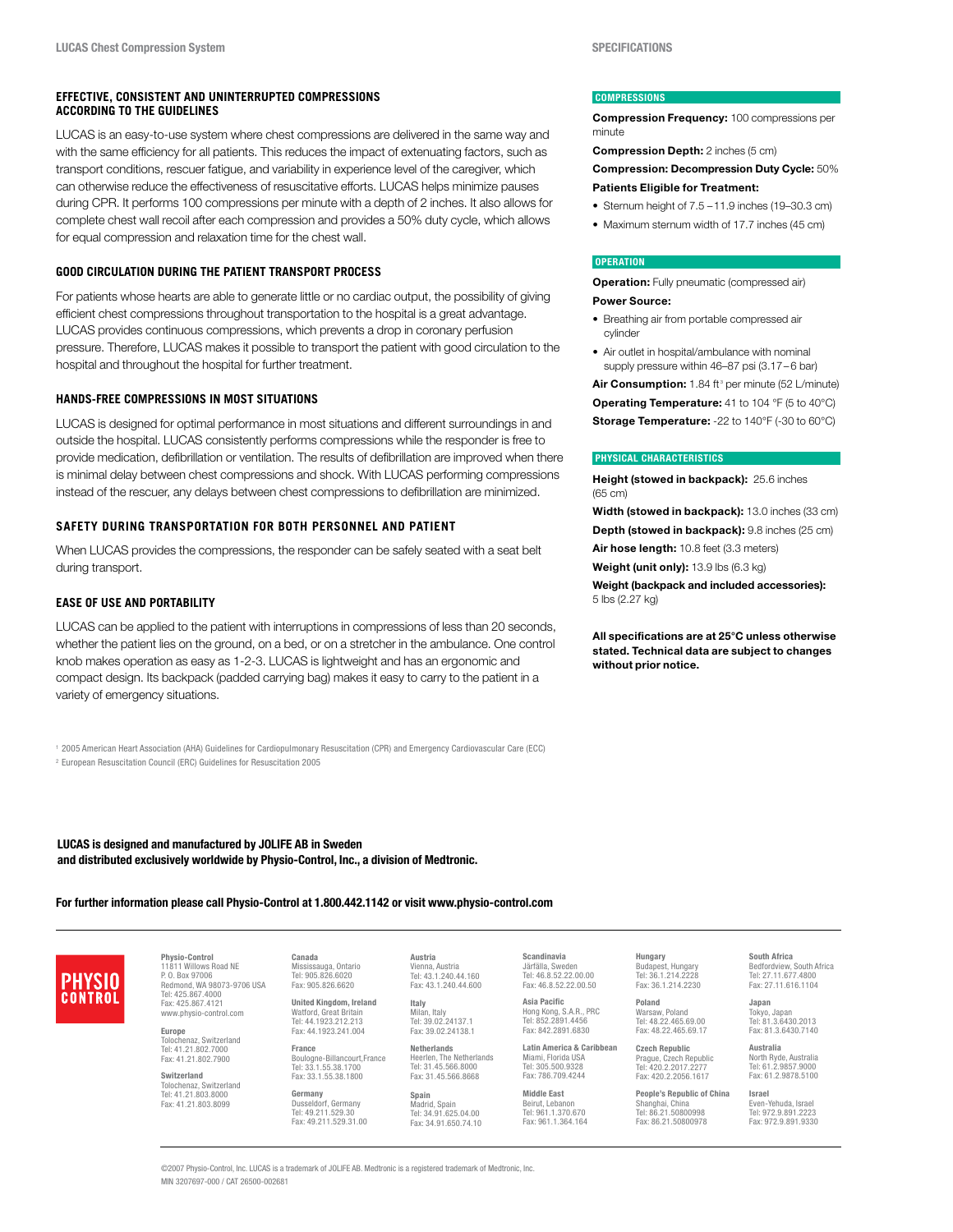## EFFECTIVE, CONSISTENT AND UNINTERRUPTED COMPRESSIONS ACCORDING TO THE GUIDELINES

LUCAS is an easy-to-use system where chest compressions are delivered in the same way and with the same efficiency for all patients. This reduces the impact of extenuating factors, such as transport conditions, rescuer fatigue, and variability in experience level of the caregiver, which can otherwise reduce the effectiveness of resuscitative efforts. LUCAS helps minimize pauses during CPR. It performs 100 compressions per minute with a depth of 2 inches. It also allows for complete chest wall recoil after each compression and provides a 50% duty cycle, which allows for equal compression and relaxation time for the chest wall.

## GOOD CIRCULATION DURING THE PATIENT TRANSPORT PROCESS

For patients whose hearts are able to generate little or no cardiac output, the possibility of giving efficient chest compressions throughout transportation to the hospital is a great advantage. LUCAS provides continuous compressions, which prevents a drop in coronary perfusion pressure. Therefore, LUCAS makes it possible to transport the patient with good circulation to the hospital and throughout the hospital for further treatment.

## HANDS-FREE COMPRESSIONS IN MOST SITUATIONS

LUCAS is designed for optimal performance in most situations and different surroundings in and outside the hospital. LUCAS consistently performs compressions while the responder is free to provide medication, defibrillation or ventilation. The results of defibrillation are improved when there is minimal delay between chest compressions and shock. With LUCAS performing compressions instead of the rescuer, any delays between chest compressions to defibrillation are minimized.

## SAFETY DURING TRANSPORTATION FOR BOTH PERSONNEL AND PATIENT

When LUCAS provides the compressions, the responder can be safely seated with a seat belt during transport.

## EASE OF USE AND PORTABILITY

LUCAS can be applied to the patient with interruptions in compressions of less than 20 seconds, whether the patient lies on the ground, on a bed, or on a stretcher in the ambulance. One control knob makes operation as easy as 1-2-3. LUCAS is lightweight and has an ergonomic and compact design. Its backpack (padded carrying bag) makes it easy to carry to the patient in a variety of emergency situations.

[1] 2005 American Heart Association (AHA) Guidelines for Cardiopulmonary Resuscitation (CPR) and Emergency Cardiovascular Care (ECC)
[2] European Resuscitation Council (ERC) Guidelines for Resuscitation 2005

# SPECIFICATIONS

### COMPRESSIONS

**Compression Frequency:** 100 compressions per minute

**Compression Depth:** 2 inches (5 cm)

**Compression: Decompression Duty Cycle:** 50%

**Patients Eligible for Treatment:**

- Sternum height of 7.5 – 11.9 inches (19–30.3 cm)
- Maximum sternum width of 17.7 inches (45 cm)

### OPERATION

**Operation:** Fully pneumatic (compressed air)

**Power Source:**

- Breathing air from portable compressed air cylinder
- Air outlet in hospital/ambulance with nominal supply pressure within 46–87 psi (3.17 – 6 bar)

**Air Consumption:** 1.84 $ft^3$ per minute (52 L/minute)

**Operating Temperature:** 41 to 104 °F (5 to 40°C)

**Storage Temperature:** -22 to 140°F (-30 to 60°C)

### PHYSICAL CHARACTERISTICS

**Height (stowed in backpack):** 25.6 inches (65 cm)

**Width (stowed in backpack):** 13.0 inches (33 cm)

**Depth (stowed in backpack):** 9.8 inches (25 cm)

**Air hose length:** 10.8 feet (3.3 meters)

**Weight (unit only):** 13.9 lbs (6.3 kg)

**Weight (backpack and included accessories):** 5 lbs (2.27 kg)

**All specifications are at 25°C unless otherwise stated. Technical data are subject to changes without prior notice.**

**LUCAS is designed and manufactured by JOLIFE AB in Sweden and distributed exclusively worldwide by Physio-Control, Inc., a division of Medtronic.**

**For further information please call Physio-Control at 1.800.442.1142 or visit www.physio-control.com**

PHYSIO CONTROL

**Physio-Control**
11811 Willows Road NE
P. O. Box 97006
Redmond, WA 98073-9706 USA
Tel: 425.867.4000
Fax: 425.867.4121
www.physio-control.com

**Europe**
Tolochenaz, Switzerland
Tel: 41.21.802.7000
Fax: 41.21.802.7900

**Switzerland**
Tolochenaz, Switzerland
Tel: 41.21.803.8000
Fax: 41.21.803.8099

**Canada**
Mississauga, Ontario
Tel: 905.826.6020
Fax: 905.826.6620

**United Kingdom, Ireland**
Watford, Great Britain
Tel: 44.1923.212.213
Fax: 44.1923.241.004

**France**
Boulogne-Billancourt,France
Tel: 33.1.55.38.1700
Fax: 33.1.55.38.1800

**Germany**
Dusseldorf, Germany
Tel: 49.211.529.30
Fax: 49.211.529.31.00

**Austria**
Vienna, Austria
Tel: 43.1.240.44.160
Fax: 43.1.240.44.600

**Italy**
Milan, Italy
Tel: 39.02.24137.1
Fax: 39.02.24138.1

**Netherlands**
Heerlen, The Netherlands
Tel: 31.45.566.8000
Fax: 31.45.566.8668

**Spain**
Madrid, Spain
Tel: 34.91.625.04.00
Fax: 34.91.650.74.10

**Scandinavia**
Järfälla, Sweden
Tel: 46.8.52.22.00.00
Fax: 46.8.52.22.00.50

**Asia Pacific**
Hong Kong, S.A.R., PRC
Tel: 852.2891.4456
Fax: 842.2891.6830

**Latin America & Caribbean**
Miami, Florida USA
Tel: 305.500.9328
Fax: 786.709.4244

**Middle East**
Beirut, Lebanon
Tel: 961.1.370.670
Fax: 961.1.364.164

**Hungary**
Budapest, Hungary
Tel: 36.1.214.2228
Fax: 36.1.214.2230

**Poland**
Warsaw, Poland
Tel: 48.22.465.69.00
Fax: 48.22.465.69.17

**Czech Republic**
Prague, Czech Republic
Tel: 420.2.2017.2277
Fax: 420.2.2056.1617

**People's Republic of China**
Shanghai, China
Tel: 86.21.50800998
Fax: 86.21.50800978

**South Africa**
Bedfordview, South Africa
Tel: 27.11.677.4800
Fax: 27.11.616.1104

**Japan**
Tokyo, Japan
Tel: 81.3.6430.2013
Fax: 81.3.6430.7140

**Australia**
North Ryde, Australia
Tel: 61.2.9857.9000
Fax: 61.2.9878.5100

**Israel**
Even-Yehuda, Israel
Tel: 972.9.891.2223
Fax: 972.9.891.9330

©2007 Physio-Control, Inc. LUCAS is a trademark of JOLIFE AB. Medtronic is a registered trademark of Medtronic, Inc.
MIN 3207697-000 / CAT 26500-002681